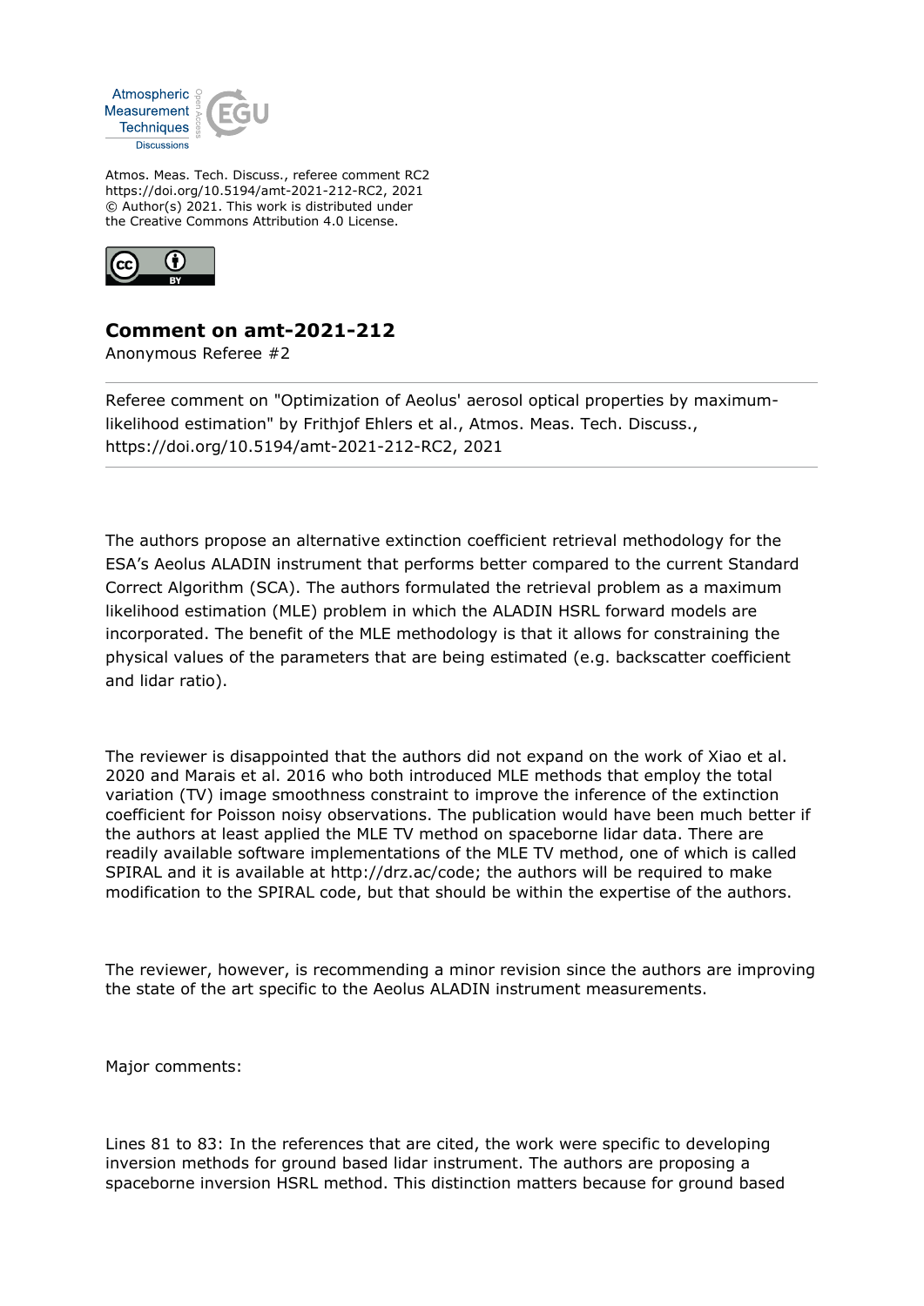Atmospheric Measurement Techniques Discussions

Atmos. Meas. Tech. Discuss., referee comment RC2
https://doi.org/10.5194/amt-2021-212-RC2, 2021
© Author(s) 2021. This work is distributed under the Creative Commons Attribution 4.0 License.

## Comment on amt-2021-212

Anonymous Referee #2

---

Referee comment on "Optimization of Aeolus' aerosol optical properties by maximum-likelihood estimation" by Frithjof Ehlers et al., Atmos. Meas. Tech. Discuss., https://doi.org/10.5194/amt-2021-212-RC2, 2021

---

The authors propose an alternative extinction coefficient retrieval methodology for the ESA's Aeolus ALADIN instrument that performs better compared to the current Standard Correct Algorithm (SCA). The authors formulated the retrieval problem as a maximum likelihood estimation (MLE) problem in which the ALADIN HSRL forward models are incorporated. The benefit of the MLE methodology is that it allows for constraining the physical values of the parameters that are being estimated (e.g. backscatter coefficient and lidar ratio).

The reviewer is disappointed that the authors did not expand on the work of Xiao et al. 2020 and Marais et al. 2016 who both introduced MLE methods that employ the total variation (TV) image smoothness constraint to improve the inference of the extinction coefficient for Poisson noisy observations. The publication would have been much better if the authors at least applied the MLE TV method on spaceborne lidar data. There are readily available software implementations of the MLE TV method, one of which is called SPIRAL and it is available at http://drz.ac/code; the authors will be required to make modification to the SPIRAL code, but that should be within the expertise of the authors.

The reviewer, however, is recommending a minor revision since the authors are improving the state of the art specific to the Aeolus ALADIN instrument measurements.

Major comments:

Lines 81 to 83: In the references that are cited, the work were specific to developing inversion methods for ground based lidar instrument. The authors are proposing a spaceborne inversion HSRL method. This distinction matters because for ground based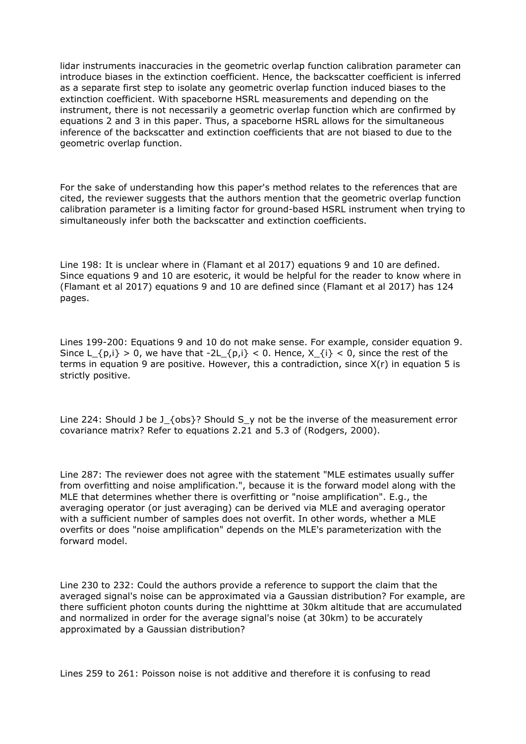lidar instruments inaccuracies in the geometric overlap function calibration parameter can introduce biases in the extinction coefficient. Hence, the backscatter coefficient is inferred as a separate first step to isolate any geometric overlap function induced biases to the extinction coefficient. With spaceborne HSRL measurements and depending on the instrument, there is not necessarily a geometric overlap function which are confirmed by equations 2 and 3 in this paper. Thus, a spaceborne HSRL allows for the simultaneous inference of the backscatter and extinction coefficients that are not biased to due to the geometric overlap function.

For the sake of understanding how this paper's method relates to the references that are cited, the reviewer suggests that the authors mention that the geometric overlap function calibration parameter is a limiting factor for ground-based HSRL instrument when trying to simultaneously infer both the backscatter and extinction coefficients.

Line 198: It is unclear where in (Flamant et al 2017) equations 9 and 10 are defined. Since equations 9 and 10 are esoteric, it would be helpful for the reader to know where in (Flamant et al 2017) equations 9 and 10 are defined since (Flamant et al 2017) has 124 pages.

Lines 199-200: Equations 9 and 10 do not make sense. For example, consider equation 9. Since $L_{p,i} > 0$, we have that $-2L_{p,i} < 0$. Hence, $X_{i} < 0$, since the rest of the terms in equation 9 are positive. However, this a contradiction, since $X(r)$ in equation 5 is strictly positive.

Line 224: Should J be $J_{obs}$? Should $S_y$ not be the inverse of the measurement error covariance matrix? Refer to equations 2.21 and 5.3 of (Rodgers, 2000).

Line 287: The reviewer does not agree with the statement "MLE estimates usually suffer from overfitting and noise amplification.", because it is the forward model along with the MLE that determines whether there is overfitting or "noise amplification". E.g., the averaging operator (or just averaging) can be derived via MLE and averaging operator with a sufficient number of samples does not overfit. In other words, whether a MLE overfits or does "noise amplification" depends on the MLE's parameterization with the forward model.

Line 230 to 232: Could the authors provide a reference to support the claim that the averaged signal's noise can be approximated via a Gaussian distribution? For example, are there sufficient photon counts during the nighttime at 30km altitude that are accumulated and normalized in order for the average signal's noise (at 30km) to be accurately approximated by a Gaussian distribution?

Lines 259 to 261: Poisson noise is not additive and therefore it is confusing to read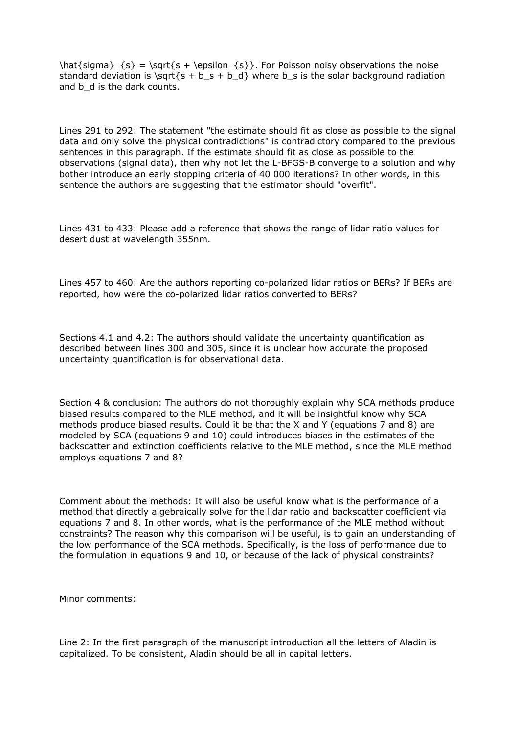$\hat{\sigma}_{s} = \sqrt{s + \epsilon_{s}}$. For Poisson noisy observations the noise standard deviation is $\sqrt{s + b_s + b_d}$ where $b_s$ is the solar background radiation and $b_d$ is the dark counts.

Lines 291 to 292: The statement "the estimate should fit as close as possible to the signal data and only solve the physical contradictions" is contradictory compared to the previous sentences in this paragraph. If the estimate should fit as close as possible to the observations (signal data), then why not let the L-BFGS-B converge to a solution and why bother introduce an early stopping criteria of 40 000 iterations? In other words, in this sentence the authors are suggesting that the estimator should "overfit".

Lines 431 to 433: Please add a reference that shows the range of lidar ratio values for desert dust at wavelength 355nm.

Lines 457 to 460: Are the authors reporting co-polarized lidar ratios or BERs? If BERs are reported, how were the co-polarized lidar ratios converted to BERs?

Sections 4.1 and 4.2: The authors should validate the uncertainty quantification as described between lines 300 and 305, since it is unclear how accurate the proposed uncertainty quantification is for observational data.

Section 4 & conclusion: The authors do not thoroughly explain why SCA methods produce biased results compared to the MLE method, and it will be insightful know why SCA methods produce biased results. Could it be that the X and Y (equations 7 and 8) are modeled by SCA (equations 9 and 10) could introduces biases in the estimates of the backscatter and extinction coefficients relative to the MLE method, since the MLE method employs equations 7 and 8?

Comment about the methods: It will also be useful know what is the performance of a method that directly algebraically solve for the lidar ratio and backscatter coefficient via equations 7 and 8. In other words, what is the performance of the MLE method without constraints? The reason why this comparison will be useful, is to gain an understanding of the low performance of the SCA methods. Specifically, is the loss of performance due to the formulation in equations 9 and 10, or because of the lack of physical constraints?

Minor comments:

Line 2: In the first paragraph of the manuscript introduction all the letters of Aladin is capitalized. To be consistent, Aladin should be all in capital letters.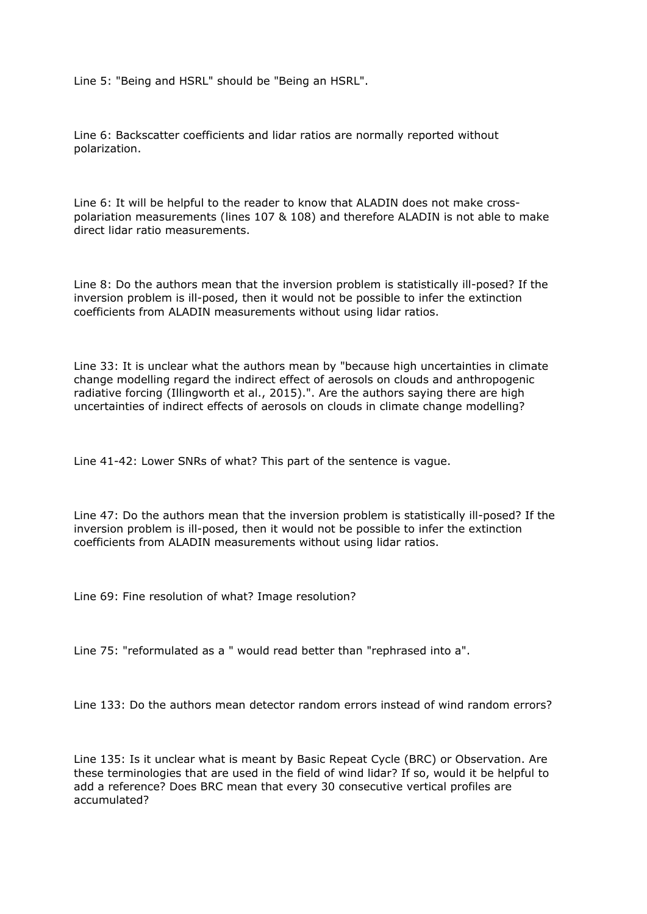Line 5: "Being and HSRL" should be "Being an HSRL".

Line 6: Backscatter coefficients and lidar ratios are normally reported without polarization.

Line 6: It will be helpful to the reader to know that ALADIN does not make cross-polariation measurements (lines 107 & 108) and therefore ALADIN is not able to make direct lidar ratio measurements.

Line 8: Do the authors mean that the inversion problem is statistically ill-posed? If the inversion problem is ill-posed, then it would not be possible to infer the extinction coefficients from ALADIN measurements without using lidar ratios.

Line 33: It is unclear what the authors mean by "because high uncertainties in climate change modelling regard the indirect effect of aerosols on clouds and anthropogenic radiative forcing (Illingworth et al., 2015).". Are the authors saying there are high uncertainties of indirect effects of aerosols on clouds in climate change modelling?

Line 41-42: Lower SNRs of what? This part of the sentence is vague.

Line 47: Do the authors mean that the inversion problem is statistically ill-posed? If the inversion problem is ill-posed, then it would not be possible to infer the extinction coefficients from ALADIN measurements without using lidar ratios.

Line 69: Fine resolution of what? Image resolution?

Line 75: "reformulated as a " would read better than "rephrased into a".

Line 133: Do the authors mean detector random errors instead of wind random errors?

Line 135: Is it unclear what is meant by Basic Repeat Cycle (BRC) or Observation. Are these terminologies that are used in the field of wind lidar? If so, would it be helpful to add a reference? Does BRC mean that every 30 consecutive vertical profiles are accumulated?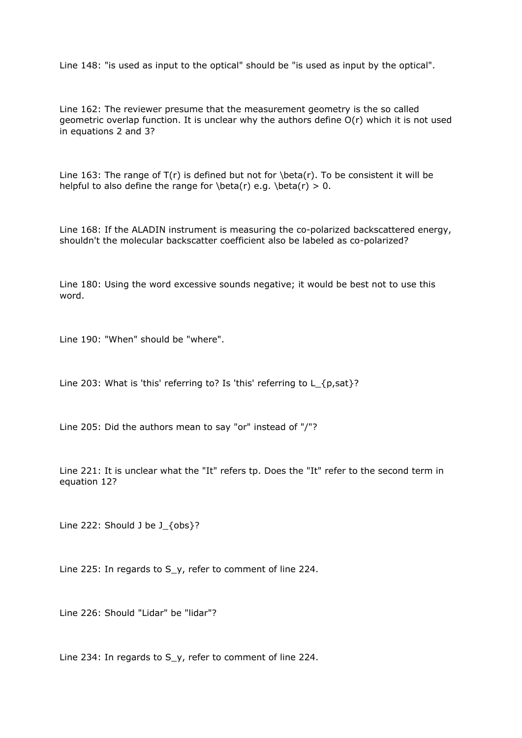Line 148: "is used as input to the optical" should be "is used as input by the optical".

Line 162: The reviewer presume that the measurement geometry is the so called geometric overlap function. It is unclear why the authors define $O(r)$ which it is not used in equations 2 and 3?

Line 163: The range of $T(r)$ is defined but not for $\beta(r)$. To be consistent it will be helpful to also define the range for $\beta(r)$ e.g. $\beta(r) > 0$.

Line 168: If the ALADIN instrument is measuring the co-polarized backscattered energy, shouldn't the molecular backscatter coefficient also be labeled as co-polarized?

Line 180: Using the word excessive sounds negative; it would be best not to use this word.

Line 190: "When" should be "where".

Line 203: What is 'this' referring to? Is 'this' referring to $L_{p,sat}$?

Line 205: Did the authors mean to say "or" instead of "/"?

Line 221: It is unclear what the "It" refers tp. Does the "It" refer to the second term in equation 12?

Line 222: Should $J$ be $J_{obs}$?

Line 225: In regards to $S_y$, refer to comment of line 224.

Line 226: Should "Lidar" be "lidar"?

Line 234: In regards to $S_y$, refer to comment of line 224.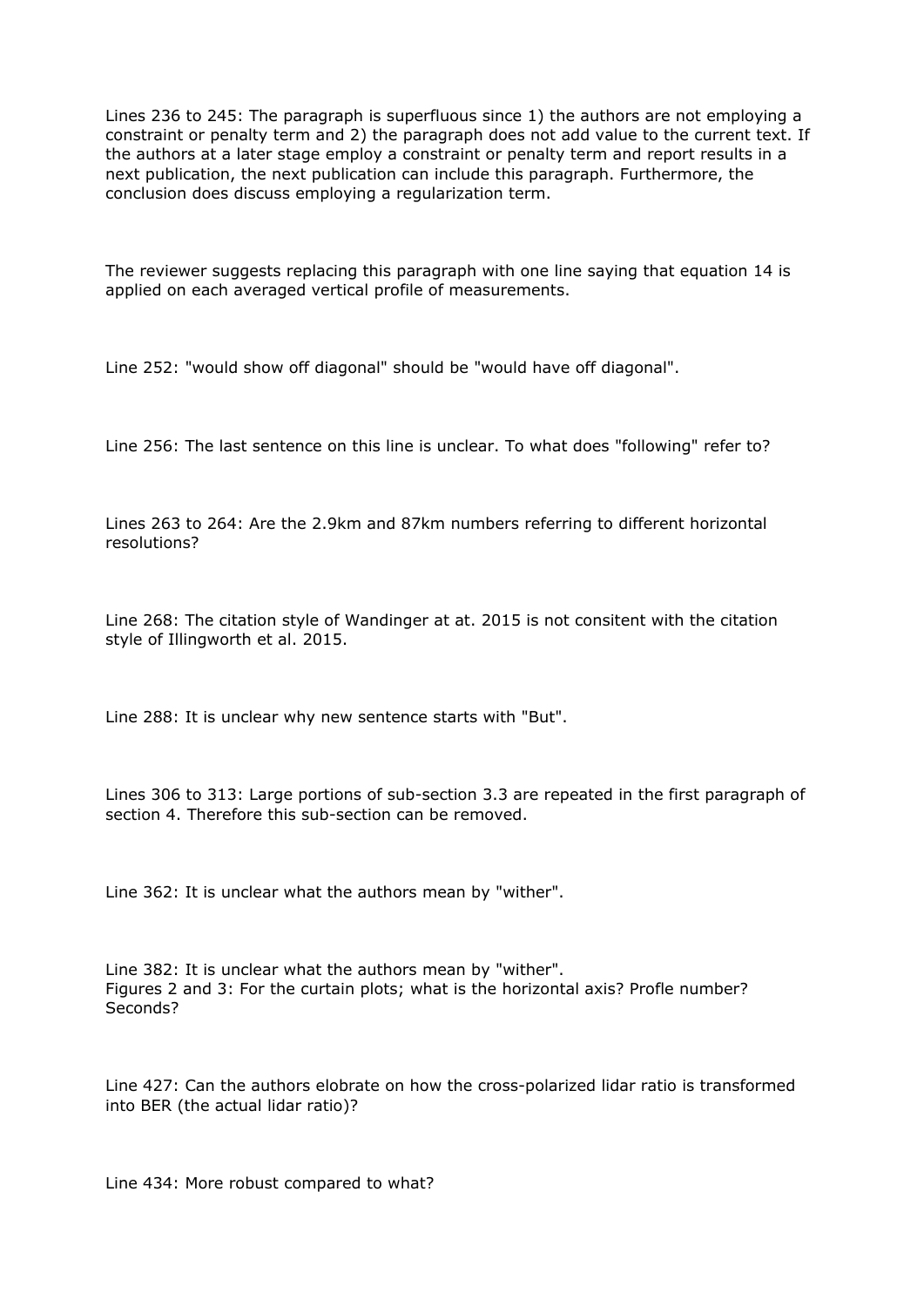Lines 236 to 245: The paragraph is superfluous since 1) the authors are not employing a constraint or penalty term and 2) the paragraph does not add value to the current text. If the authors at a later stage employ a constraint or penalty term and report results in a next publication, the next publication can include this paragraph. Furthermore, the conclusion does discuss employing a regularization term.

The reviewer suggests replacing this paragraph with one line saying that equation 14 is applied on each averaged vertical profile of measurements.

Line 252: "would show off diagonal" should be "would have off diagonal".

Line 256: The last sentence on this line is unclear. To what does "following" refer to?

Lines 263 to 264: Are the 2.9km and 87km numbers referring to different horizontal resolutions?

Line 268: The citation style of Wandinger at at. 2015 is not consitent with the citation style of Illingworth et al. 2015.

Line 288: It is unclear why new sentence starts with "But".

Lines 306 to 313: Large portions of sub-section 3.3 are repeated in the first paragraph of section 4. Therefore this sub-section can be removed.

Line 362: It is unclear what the authors mean by "wither".

Line 382: It is unclear what the authors mean by "wither".
Figures 2 and 3: For the curtain plots; what is the horizontal axis? Profle number? Seconds?

Line 427: Can the authors elobrate on how the cross-polarized lidar ratio is transformed into BER (the actual lidar ratio)?

Line 434: More robust compared to what?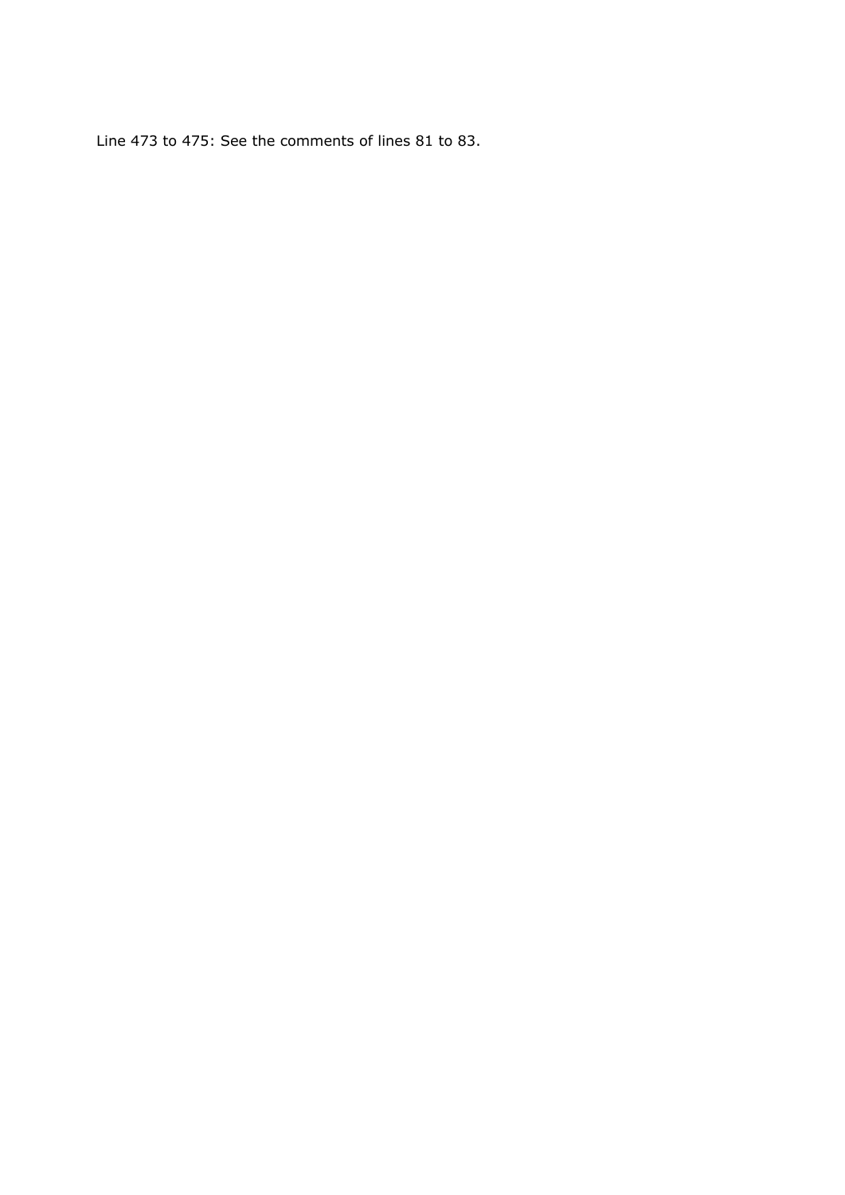Line 473 to 475: See the comments of lines 81 to 83.